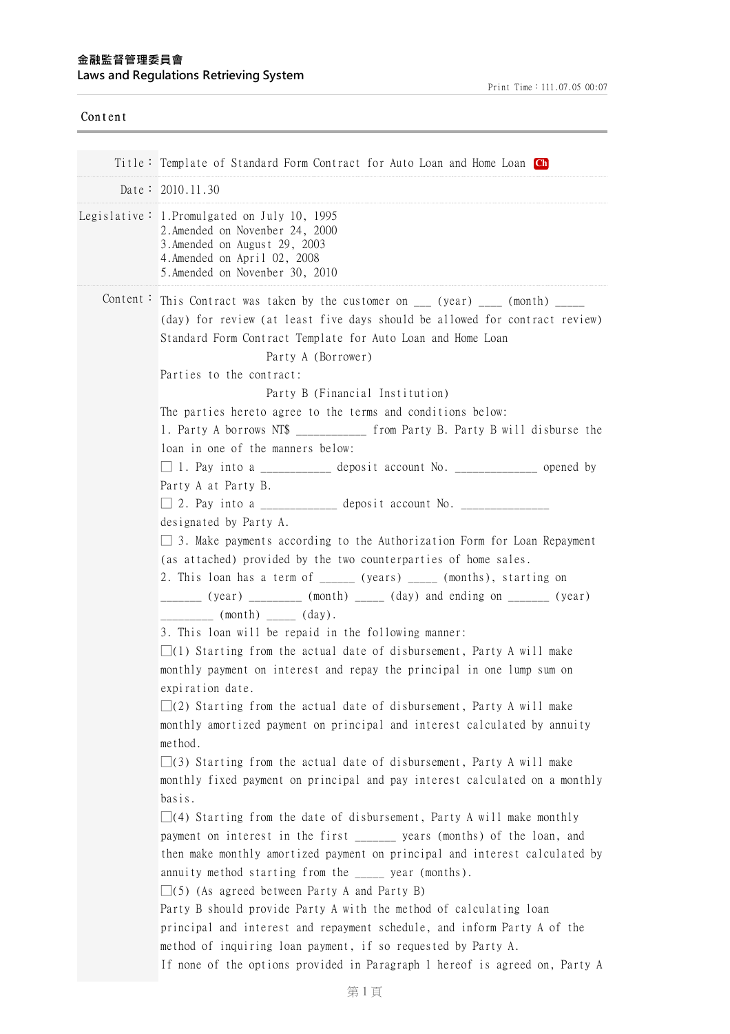金融監督管理委員會
Laws and Regulations Retrieving System

Print Time：111.07.05 00:07

Content

Title： Template of Standard Form Contract for Auto Loan and Home Loan Ch

Date： 2010.11.30

Legislative：
1.Promulgated on July 10, 1995
2.Amended on Novenber 24, 2000
3.Amended on August 29, 2003
4.Amended on April 02, 2008
5.Amended on Novenber 30, 2010

Content：

This Contract was taken by the customer on ___ (year) ____ (month) _____ (day) for review (at least five days should be allowed for contract review)

Standard Form Contract Template for Auto Loan and Home Loan

Parties to the contract:

Party A (Borrower)

Party B (Financial Institution)

The parties hereto agree to the terms and conditions below:

1. Party A borrows NT$ ___________ from Party B. Party B will disburse the loan in one of the manners below:

☐ 1. Pay into a ___________ deposit account No. _____________ opened by Party A at Party B.

☐ 2. Pay into a ____________ deposit account No. ______________ designated by Party A.

☐ 3. Make payments according to the Authorization Form for Loan Repayment (as attached) provided by the two counterparties of home sales.

2. This loan has a term of _____ (years) _____ (months), starting on ______ (year) ________ (month) _____ (day) and ending on _______ (year) ________ (month) _____ (day).

3. This loan will be repaid in the following manner:

☐(1) Starting from the actual date of disbursement, Party A will make monthly payment on interest and repay the principal in one lump sum on expiration date.

☐(2) Starting from the actual date of disbursement, Party A will make monthly amortized payment on principal and interest calculated by annuity method.

☐(3) Starting from the actual date of disbursement, Party A will make monthly fixed payment on principal and pay interest calculated on a monthly basis.

☐(4) Starting from the date of disbursement, Party A will make monthly payment on interest in the first ______ years (months) of the loan, and then make monthly amortized payment on principal and interest calculated by annuity method starting from the _____ year (months).

☐(5) (As agreed between Party A and Party B)

Party B should provide Party A with the method of calculating loan principal and interest and repayment schedule, and inform Party A of the method of inquiring loan payment, if so requested by Party A.

If none of the options provided in Paragraph 1 hereof is agreed on, Party A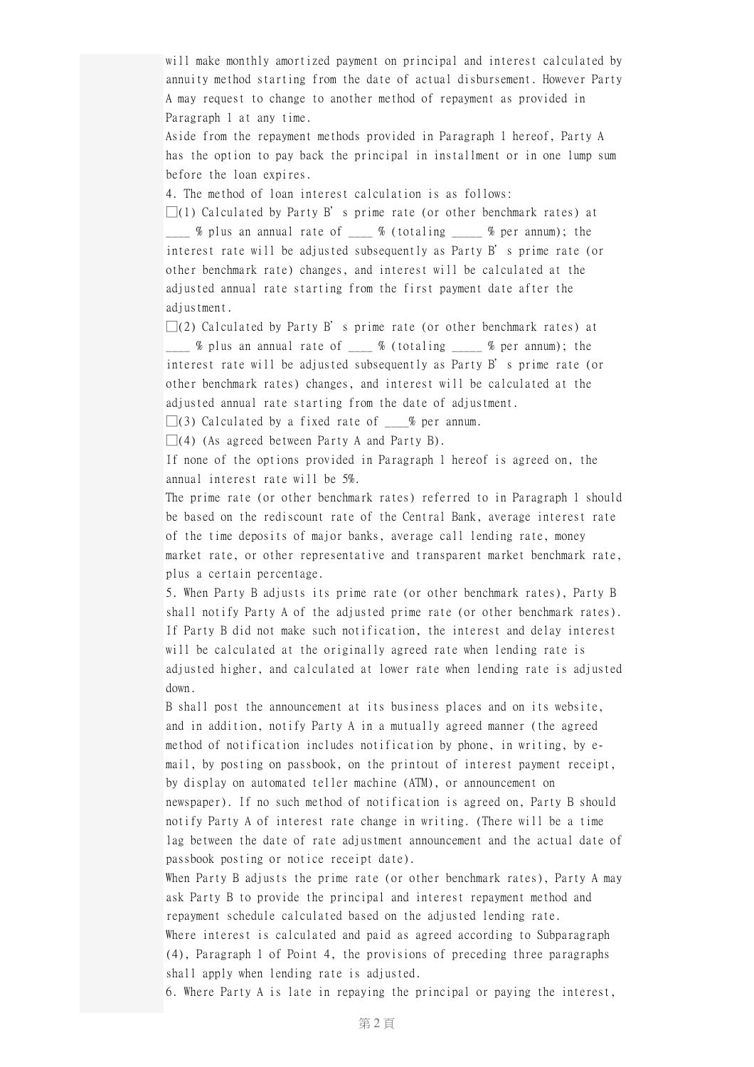will make monthly amortized payment on principal and interest calculated by annuity method starting from the date of actual disbursement. However Party A may request to change to another method of repayment as provided in Paragraph 1 at any time.

Aside from the repayment methods provided in Paragraph 1 hereof, Party A has the option to pay back the principal in installment or in one lump sum before the loan expires.

4. The method of loan interest calculation is as follows:

□(1) Calculated by Party B's prime rate (or other benchmark rates) at ____ % plus an annual rate of ____ % (totaling _____ % per annum); the interest rate will be adjusted subsequently as Party B's prime rate (or other benchmark rate) changes, and interest will be calculated at the adjusted annual rate starting from the first payment date after the adjustment.

□(2) Calculated by Party B's prime rate (or other benchmark rates) at ____ % plus an annual rate of ____ % (totaling _____ % per annum); the interest rate will be adjusted subsequently as Party B's prime rate (or other benchmark rates) changes, and interest will be calculated at the adjusted annual rate starting from the date of adjustment.

□(3) Calculated by a fixed rate of ____% per annum.

□(4) (As agreed between Party A and Party B).

If none of the options provided in Paragraph 1 hereof is agreed on, the annual interest rate will be 5%.

The prime rate (or other benchmark rates) referred to in Paragraph 1 should be based on the rediscount rate of the Central Bank, average interest rate of the time deposits of major banks, average call lending rate, money market rate, or other representative and transparent market benchmark rate, plus a certain percentage.

5. When Party B adjusts its prime rate (or other benchmark rates), Party B shall notify Party A of the adjusted prime rate (or other benchmark rates). If Party B did not make such notification, the interest and delay interest will be calculated at the originally agreed rate when lending rate is adjusted higher, and calculated at lower rate when lending rate is adjusted down.

B shall post the announcement at its business places and on its website, and in addition, notify Party A in a mutually agreed manner (the agreed method of notification includes notification by phone, in writing, by e-mail, by posting on passbook, on the printout of interest payment receipt, by display on automated teller machine (ATM), or announcement on newspaper). If no such method of notification is agreed on, Party B should notify Party A of interest rate change in writing. (There will be a time lag between the date of rate adjustment announcement and the actual date of passbook posting or notice receipt date).

When Party B adjusts the prime rate (or other benchmark rates), Party A may ask Party B to provide the principal and interest repayment method and repayment schedule calculated based on the adjusted lending rate.

Where interest is calculated and paid as agreed according to Subparagraph (4), Paragraph 1 of Point 4, the provisions of preceding three paragraphs shall apply when lending rate is adjusted.

6. Where Party A is late in repaying the principal or paying the interest,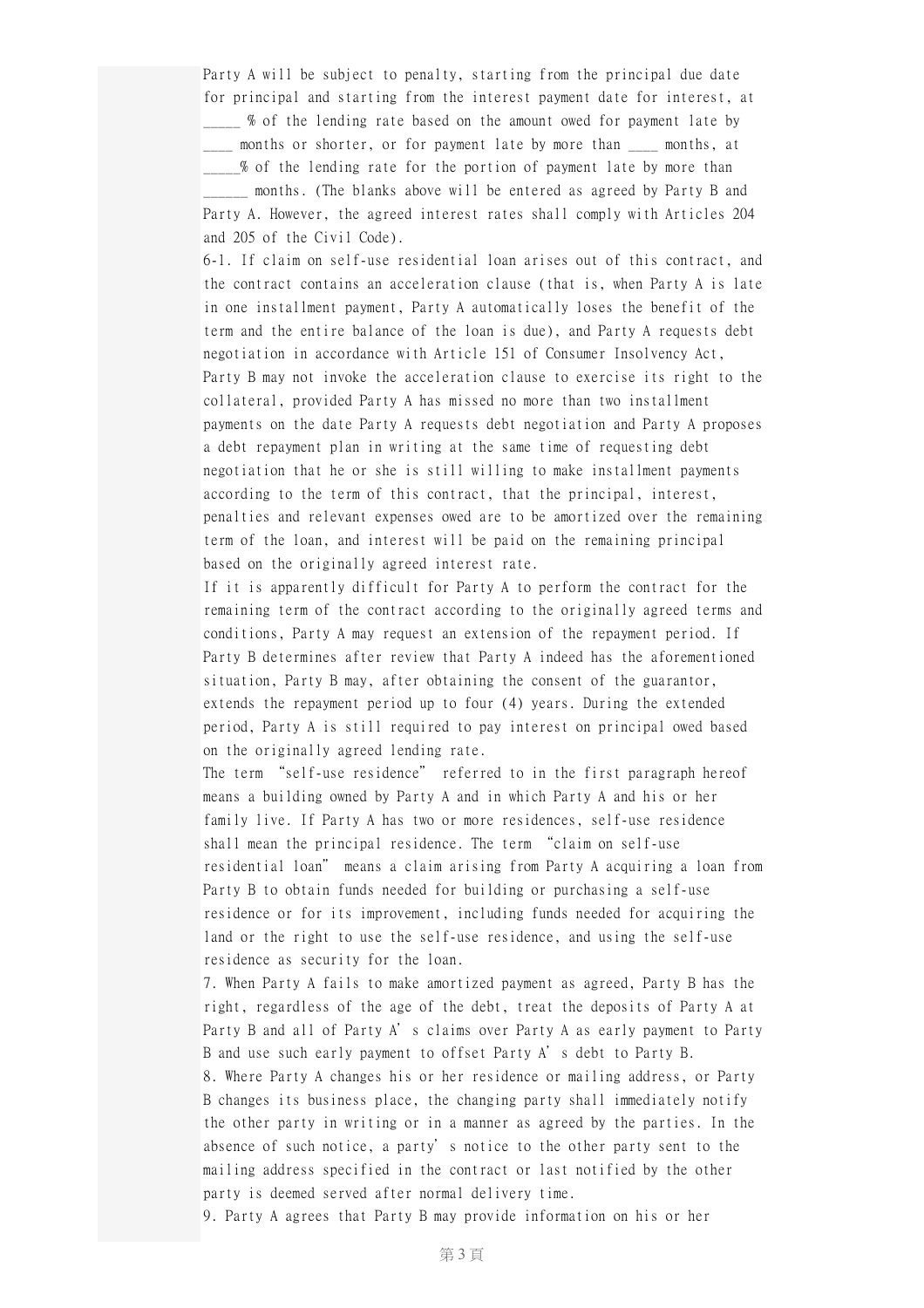Party A will be subject to penalty, starting from the principal due date for principal and starting from the interest payment date for interest, at _____ % of the lending rate based on the amount owed for payment late by ____ months or shorter, or for payment late by more than ____ months, at _____% of the lending rate for the portion of payment late by more than ______ months. (The blanks above will be entered as agreed by Party B and Party A. However, the agreed interest rates shall comply with Articles 204 and 205 of the Civil Code).

6-1. If claim on self-use residential loan arises out of this contract, and the contract contains an acceleration clause (that is, when Party A is late in one installment payment, Party A automatically loses the benefit of the term and the entire balance of the loan is due), and Party A requests debt negotiation in accordance with Article 151 of Consumer Insolvency Act, Party B may not invoke the acceleration clause to exercise its right to the collateral, provided Party A has missed no more than two installment payments on the date Party A requests debt negotiation and Party A proposes a debt repayment plan in writing at the same time of requesting debt negotiation that he or she is still willing to make installment payments according to the term of this contract, that the principal, interest, penalties and relevant expenses owed are to be amortized over the remaining term of the loan, and interest will be paid on the remaining principal based on the originally agreed interest rate.

If it is apparently difficult for Party A to perform the contract for the remaining term of the contract according to the originally agreed terms and conditions, Party A may request an extension of the repayment period. If Party B determines after review that Party A indeed has the aforementioned situation, Party B may, after obtaining the consent of the guarantor, extends the repayment period up to four (4) years. During the extended period, Party A is still required to pay interest on principal owed based on the originally agreed lending rate.

The term "self-use residence" referred to in the first paragraph hereof means a building owned by Party A and in which Party A and his or her family live. If Party A has two or more residences, self-use residence shall mean the principal residence. The term "claim on self-use residential loan" means a claim arising from Party A acquiring a loan from Party B to obtain funds needed for building or purchasing a self-use residence or for its improvement, including funds needed for acquiring the land or the right to use the self-use residence, and using the self-use residence as security for the loan.

7. When Party A fails to make amortized payment as agreed, Party B has the right, regardless of the age of the debt, treat the deposits of Party A at Party B and all of Party A's claims over Party A as early payment to Party B and use such early payment to offset Party A's debt to Party B.

8. Where Party A changes his or her residence or mailing address, or Party B changes its business place, the changing party shall immediately notify the other party in writing or in a manner as agreed by the parties. In the absence of such notice, a party's notice to the other party sent to the mailing address specified in the contract or last notified by the other party is deemed served after normal delivery time.

9. Party A agrees that Party B may provide information on his or her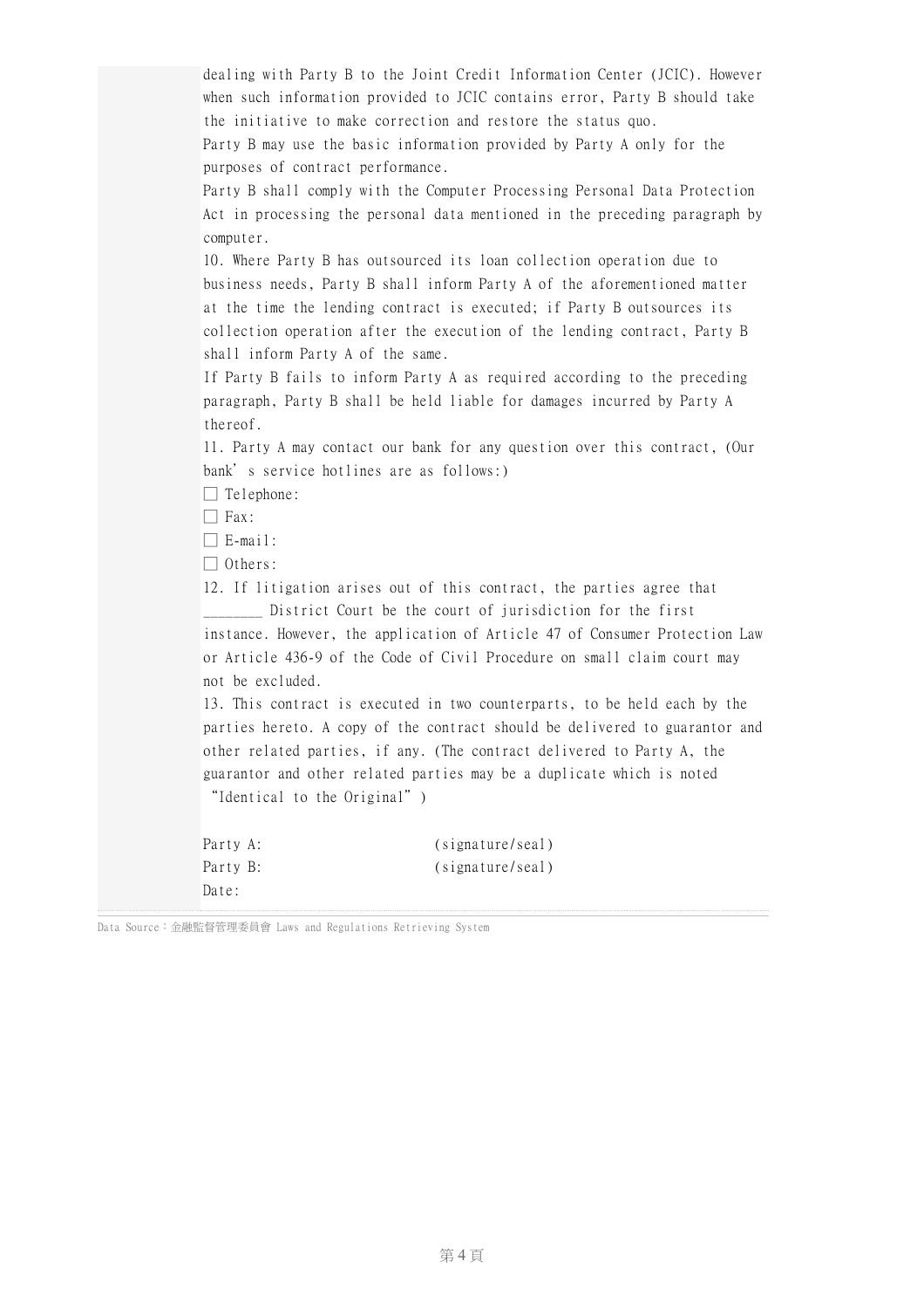dealing with Party B to the Joint Credit Information Center (JCIC). However when such information provided to JCIC contains error, Party B should take the initiative to make correction and restore the status quo.

Party B may use the basic information provided by Party A only for the purposes of contract performance.

Party B shall comply with the Computer Processing Personal Data Protection Act in processing the personal data mentioned in the preceding paragraph by computer.

10. Where Party B has outsourced its loan collection operation due to business needs, Party B shall inform Party A of the aforementioned matter at the time the lending contract is executed; if Party B outsources its collection operation after the execution of the lending contract, Party B shall inform Party A of the same.

If Party B fails to inform Party A as required according to the preceding paragraph, Party B shall be held liable for damages incurred by Party A thereof.

11. Party A may contact our bank for any question over this contract, (Our bank's service hotlines are as follows:)

☐ Telephone:

☐ Fax:

☐ E-mail:

☐ Others:

12. If litigation arises out of this contract, the parties agree that _______ District Court be the court of jurisdiction for the first instance. However, the application of Article 47 of Consumer Protection Law or Article 436-9 of the Code of Civil Procedure on small claim court may not be excluded.

13. This contract is executed in two counterparts, to be held each by the parties hereto. A copy of the contract should be delivered to guarantor and other related parties, if any. (The contract delivered to Party A, the guarantor and other related parties may be a duplicate which is noted "Identical to the Original")

Party A: (signature/seal)

Party B: (signature/seal)

Date:

Data Source：金融監督管理委員會 Laws and Regulations Retrieving System